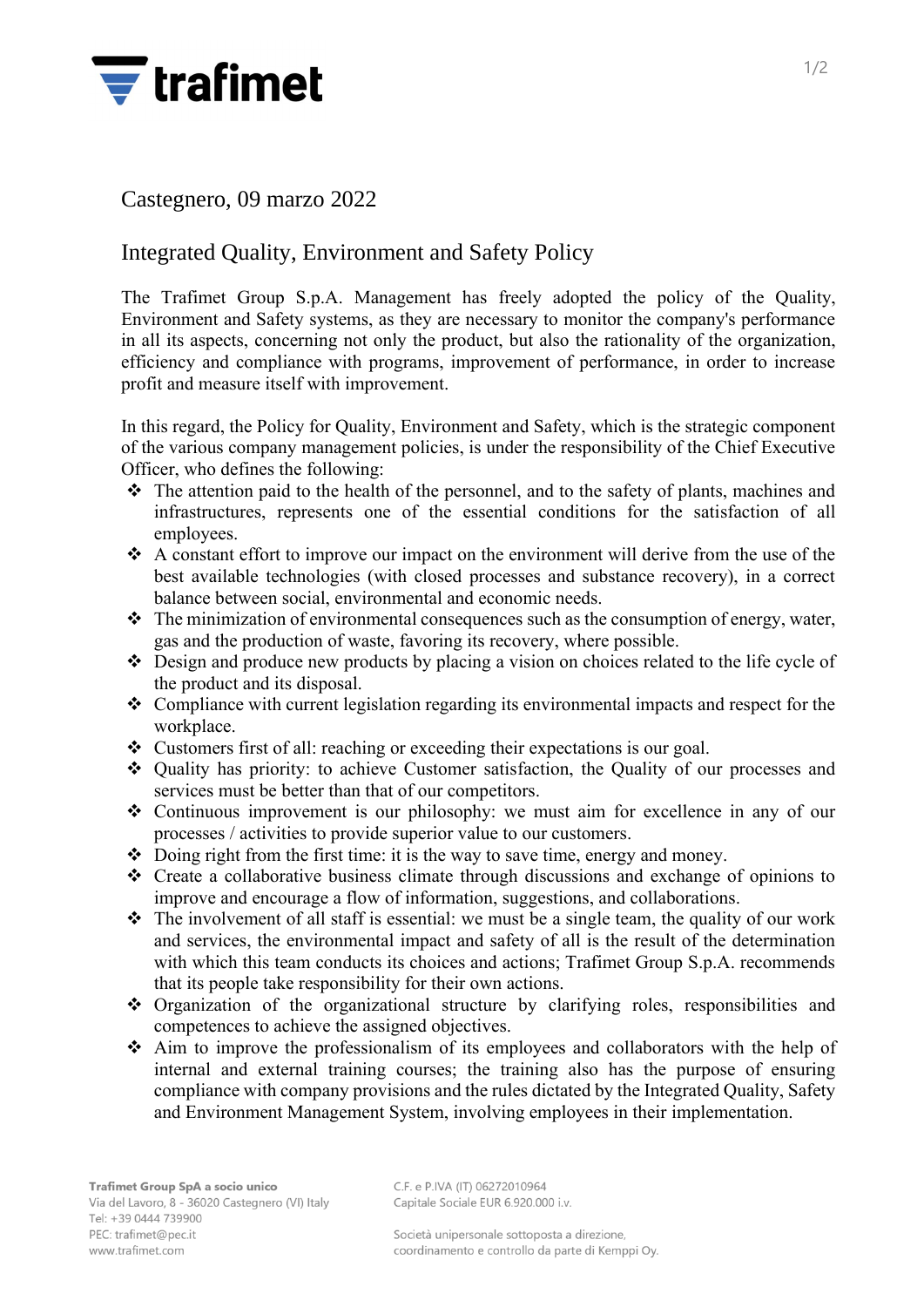Castegnero, 09 marzo 2022

# Integrated Quality, Environment and Safety Policy

The Trafimet Group S.p.A. Management has freely adopted the policy of the Quality, Environment and Safety systems, as they are necessary to monitor the company's performance in all its aspects, concerning not only the product, but also the rationality of the organization, efficiency and compliance with programs, improvement of performance, in order to increase profit and measure itself with improvement.

In this regard, the Policy for Quality, Environment and Safety, which is the strategic component of the various company management policies, is under the responsibility of the Chief Executive Officer, who defines the following:

- The attention paid to the health of the personnel, and to the safety of plants, machines and infrastructures, represents one of the essential conditions for the satisfaction of all employees.
- A constant effort to improve our impact on the environment will derive from the use of the best available technologies (with closed processes and substance recovery), in a correct balance between social, environmental and economic needs.
- The minimization of environmental consequences such as the consumption of energy, water, gas and the production of waste, favoring its recovery, where possible.
- Design and produce new products by placing a vision on choices related to the life cycle of the product and its disposal.
- Compliance with current legislation regarding its environmental impacts and respect for the workplace.
- Customers first of all: reaching or exceeding their expectations is our goal.
- Quality has priority: to achieve Customer satisfaction, the Quality of our processes and services must be better than that of our competitors.
- Continuous improvement is our philosophy: we must aim for excellence in any of our processes / activities to provide superior value to our customers.
- Doing right from the first time: it is the way to save time, energy and money.
- Create a collaborative business climate through discussions and exchange of opinions to improve and encourage a flow of information, suggestions, and collaborations.
- The involvement of all staff is essential: we must be a single team, the quality of our work and services, the environmental impact and safety of all is the result of the determination with which this team conducts its choices and actions; Trafimet Group S.p.A. recommends that its people take responsibility for their own actions.
- Organization of the organizational structure by clarifying roles, responsibilities and competences to achieve the assigned objectives.
- Aim to improve the professionalism of its employees and collaborators with the help of internal and external training courses; the training also has the purpose of ensuring compliance with company provisions and the rules dictated by the Integrated Quality, Safety and Environment Management System, involving employees in their implementation.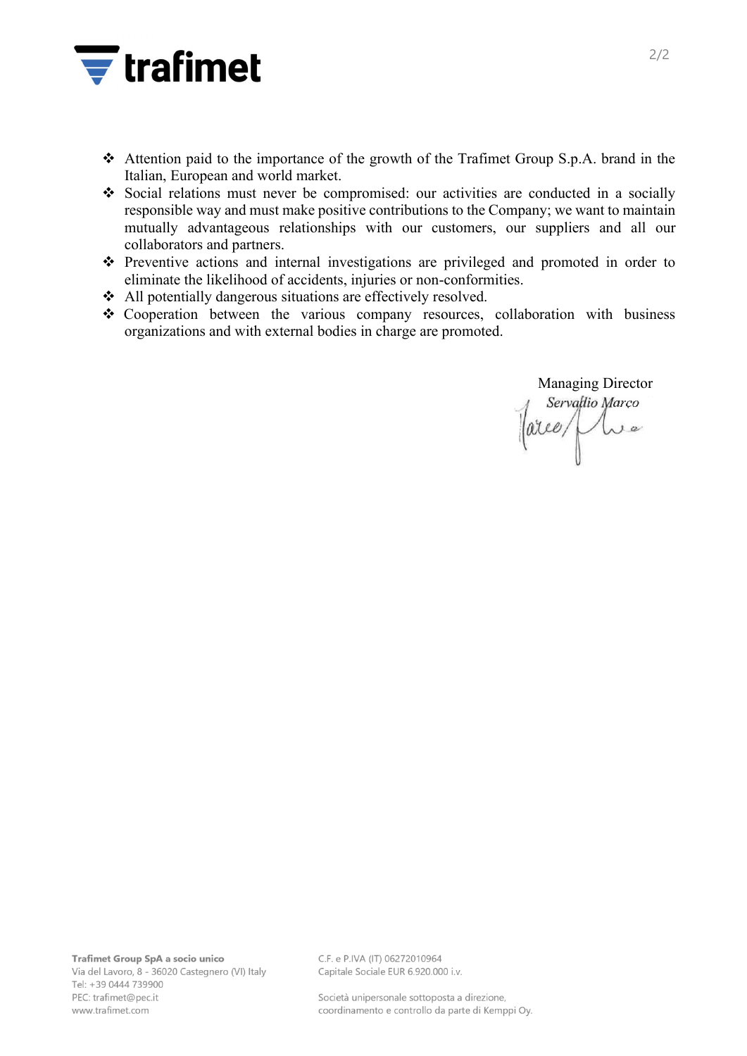- Attention paid to the importance of the growth of the Trafimet Group S.p.A. brand in the Italian, European and world market.
- Social relations must never be compromised: our activities are conducted in a socially responsible way and must make positive contributions to the Company; we want to maintain mutually advantageous relationships with our customers, our suppliers and all our collaborators and partners.
- Preventive actions and internal investigations are privileged and promoted in order to eliminate the likelihood of accidents, injuries or non-conformities.
- All potentially dangerous situations are effectively resolved.
- Cooperation between the various company resources, collaboration with business organizations and with external bodies in charge are promoted.

Managing Director

*Servadio Marco*

**Trafimet Group SpA a socio unico**
Via del Lavoro, 8 - 36020 Castegnero (VI) Italy
Tel: +39 0444 739900
PEC: trafimet@pec.it
www.trafimet.com

C.F. e P.IVA (IT) 06272010964
Capitale Sociale EUR 6.920.000 i.v.

Società unipersonale sottoposta a direzione, coordinamento e controllo da parte di Kemppi Oy.